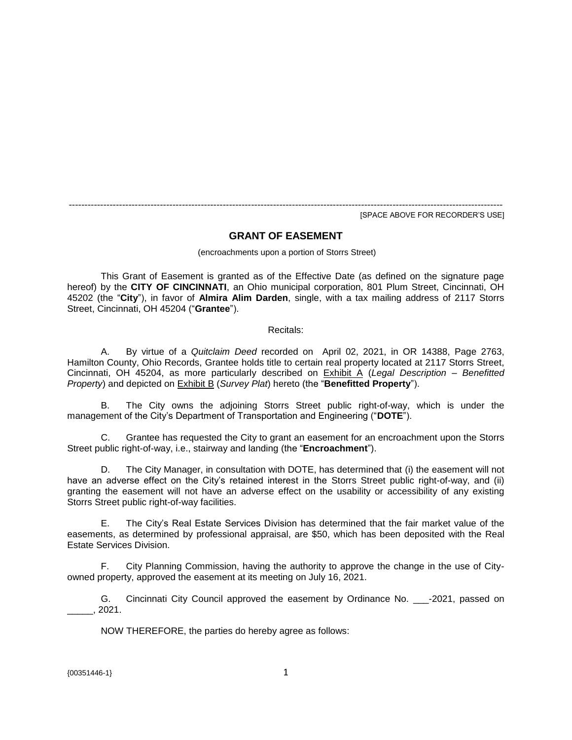---

[SPACE ABOVE FOR RECORDER'S USE]

# GRANT OF EASEMENT

(encroachments upon a portion of Storrs Street)

This Grant of Easement is granted as of the Effective Date (as defined on the signature page hereof) by the **CITY OF CINCINNATI**, an Ohio municipal corporation, 801 Plum Street, Cincinnati, OH 45202 (the "**City**"), in favor of **Almira Alim Darden**, single, with a tax mailing address of 2117 Storrs Street, Cincinnati, OH 45204 ("**Grantee**").

Recitals:

A. By virtue of a *Quitclaim Deed* recorded on April 02, 2021, in OR 14388, Page 2763, Hamilton County, Ohio Records, Grantee holds title to certain real property located at 2117 Storrs Street, Cincinnati, OH 45204, as more particularly described on Exhibit A (*Legal Description – Benefitted Property*) and depicted on Exhibit B (*Survey Plat*) hereto (the "**Benefitted Property**").

B. The City owns the adjoining Storrs Street public right-of-way, which is under the management of the City's Department of Transportation and Engineering ("**DOTE**").

C. Grantee has requested the City to grant an easement for an encroachment upon the Storrs Street public right-of-way, i.e., stairway and landing (the "**Encroachment**").

D. The City Manager, in consultation with DOTE, has determined that (i) the easement will not have an adverse effect on the City's retained interest in the Storrs Street public right-of-way, and (ii) granting the easement will not have an adverse effect on the usability or accessibility of any existing Storrs Street public right-of-way facilities.

E. The City's Real Estate Services Division has determined that the fair market value of the easements, as determined by professional appraisal, are $50, which has been deposited with the Real Estate Services Division.

F. City Planning Commission, having the authority to approve the change in the use of City-owned property, approved the easement at its meeting on July 16, 2021.

G. Cincinnati City Council approved the easement by Ordinance No. ___-2021, passed on _____, 2021.

NOW THEREFORE, the parties do hereby agree as follows:

{00351446-1}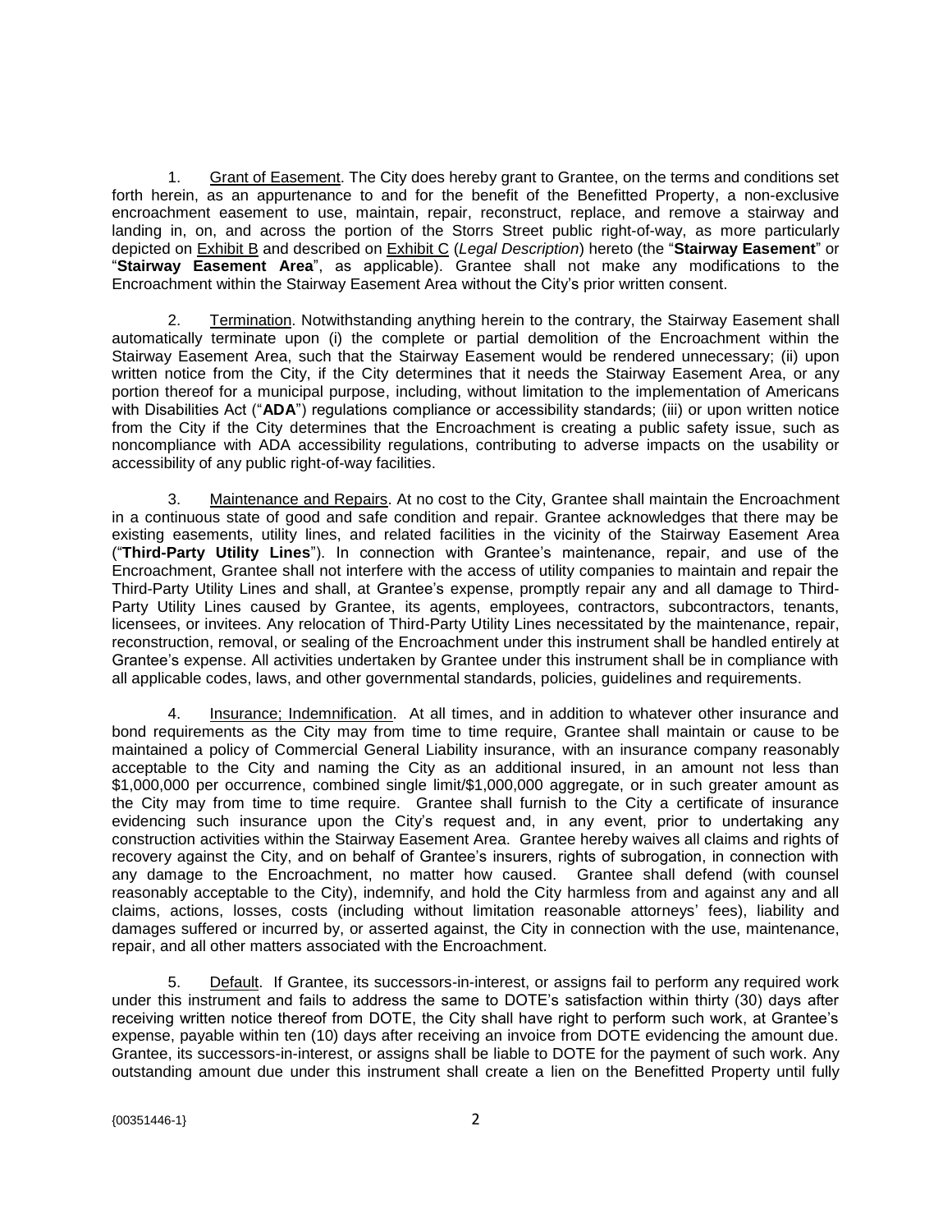1. Grant of Easement. The City does hereby grant to Grantee, on the terms and conditions set forth herein, as an appurtenance to and for the benefit of the Benefitted Property, a non-exclusive encroachment easement to use, maintain, repair, reconstruct, replace, and remove a stairway and landing in, on, and across the portion of the Storrs Street public right-of-way, as more particularly depicted on Exhibit B and described on Exhibit C (*Legal Description*) hereto (the "**Stairway Easement**" or "**Stairway Easement Area**", as applicable). Grantee shall not make any modifications to the Encroachment within the Stairway Easement Area without the City's prior written consent.

2. Termination. Notwithstanding anything herein to the contrary, the Stairway Easement shall automatically terminate upon (i) the complete or partial demolition of the Encroachment within the Stairway Easement Area, such that the Stairway Easement would be rendered unnecessary; (ii) upon written notice from the City, if the City determines that it needs the Stairway Easement Area, or any portion thereof for a municipal purpose, including, without limitation to the implementation of Americans with Disabilities Act ("**ADA**") regulations compliance or accessibility standards; (iii) or upon written notice from the City if the City determines that the Encroachment is creating a public safety issue, such as noncompliance with ADA accessibility regulations, contributing to adverse impacts on the usability or accessibility of any public right-of-way facilities.

3. Maintenance and Repairs. At no cost to the City, Grantee shall maintain the Encroachment in a continuous state of good and safe condition and repair. Grantee acknowledges that there may be existing easements, utility lines, and related facilities in the vicinity of the Stairway Easement Area ("**Third-Party Utility Lines**"). In connection with Grantee's maintenance, repair, and use of the Encroachment, Grantee shall not interfere with the access of utility companies to maintain and repair the Third-Party Utility Lines and shall, at Grantee's expense, promptly repair any and all damage to Third-Party Utility Lines caused by Grantee, its agents, employees, contractors, subcontractors, tenants, licensees, or invitees. Any relocation of Third-Party Utility Lines necessitated by the maintenance, repair, reconstruction, removal, or sealing of the Encroachment under this instrument shall be handled entirely at Grantee's expense. All activities undertaken by Grantee under this instrument shall be in compliance with all applicable codes, laws, and other governmental standards, policies, guidelines and requirements.

4. Insurance; Indemnification. At all times, and in addition to whatever other insurance and bond requirements as the City may from time to time require, Grantee shall maintain or cause to be maintained a policy of Commercial General Liability insurance, with an insurance company reasonably acceptable to the City and naming the City as an additional insured, in an amount not less than $1,000,000 per occurrence, combined single limit/$1,000,000 aggregate, or in such greater amount as the City may from time to time require. Grantee shall furnish to the City a certificate of insurance evidencing such insurance upon the City's request and, in any event, prior to undertaking any construction activities within the Stairway Easement Area. Grantee hereby waives all claims and rights of recovery against the City, and on behalf of Grantee's insurers, rights of subrogation, in connection with any damage to the Encroachment, no matter how caused. Grantee shall defend (with counsel reasonably acceptable to the City), indemnify, and hold the City harmless from and against any and all claims, actions, losses, costs (including without limitation reasonable attorneys' fees), liability and damages suffered or incurred by, or asserted against, the City in connection with the use, maintenance, repair, and all other matters associated with the Encroachment.

5. Default. If Grantee, its successors-in-interest, or assigns fail to perform any required work under this instrument and fails to address the same to DOTE's satisfaction within thirty (30) days after receiving written notice thereof from DOTE, the City shall have right to perform such work, at Grantee's expense, payable within ten (10) days after receiving an invoice from DOTE evidencing the amount due. Grantee, its successors-in-interest, or assigns shall be liable to DOTE for the payment of such work. Any outstanding amount due under this instrument shall create a lien on the Benefitted Property until fully

{00351446-1}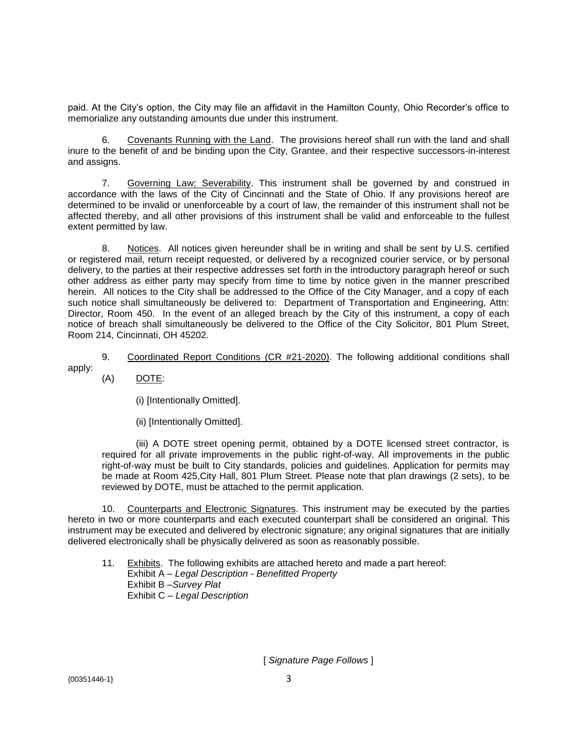paid. At the City's option, the City may file an affidavit in the Hamilton County, Ohio Recorder's office to memorialize any outstanding amounts due under this instrument.

6. Covenants Running with the Land. The provisions hereof shall run with the land and shall inure to the benefit of and be binding upon the City, Grantee, and their respective successors-in-interest and assigns.

7. Governing Law; Severability. This instrument shall be governed by and construed in accordance with the laws of the City of Cincinnati and the State of Ohio. If any provisions hereof are determined to be invalid or unenforceable by a court of law, the remainder of this instrument shall not be affected thereby, and all other provisions of this instrument shall be valid and enforceable to the fullest extent permitted by law.

8. Notices. All notices given hereunder shall be in writing and shall be sent by U.S. certified or registered mail, return receipt requested, or delivered by a recognized courier service, or by personal delivery, to the parties at their respective addresses set forth in the introductory paragraph hereof or such other address as either party may specify from time to time by notice given in the manner prescribed herein. All notices to the City shall be addressed to the Office of the City Manager, and a copy of each such notice shall simultaneously be delivered to: Department of Transportation and Engineering, Attn: Director, Room 450. In the event of an alleged breach by the City of this instrument, a copy of each notice of breach shall simultaneously be delivered to the Office of the City Solicitor, 801 Plum Street, Room 214, Cincinnati, OH 45202.

9. Coordinated Report Conditions (CR #21-2020). The following additional conditions shall apply:

(A) DOTE:

(i) [Intentionally Omitted].

(ii) [Intentionally Omitted].

(iii) A DOTE street opening permit, obtained by a DOTE licensed street contractor, is required for all private improvements in the public right-of-way. All improvements in the public right-of-way must be built to City standards, policies and guidelines. Application for permits may be made at Room 425,City Hall, 801 Plum Street. Please note that plan drawings (2 sets), to be reviewed by DOTE, must be attached to the permit application.

10. Counterparts and Electronic Signatures. This instrument may be executed by the parties hereto in two or more counterparts and each executed counterpart shall be considered an original. This instrument may be executed and delivered by electronic signature; any original signatures that are initially delivered electronically shall be physically delivered as soon as reasonably possible.

11. Exhibits. The following exhibits are attached hereto and made a part hereof:
Exhibit A – *Legal Description - Benefitted Property*
Exhibit B –*Survey Plat*
Exhibit C – *Legal Description*

[ *Signature Page Follows* ]

{00351446-1}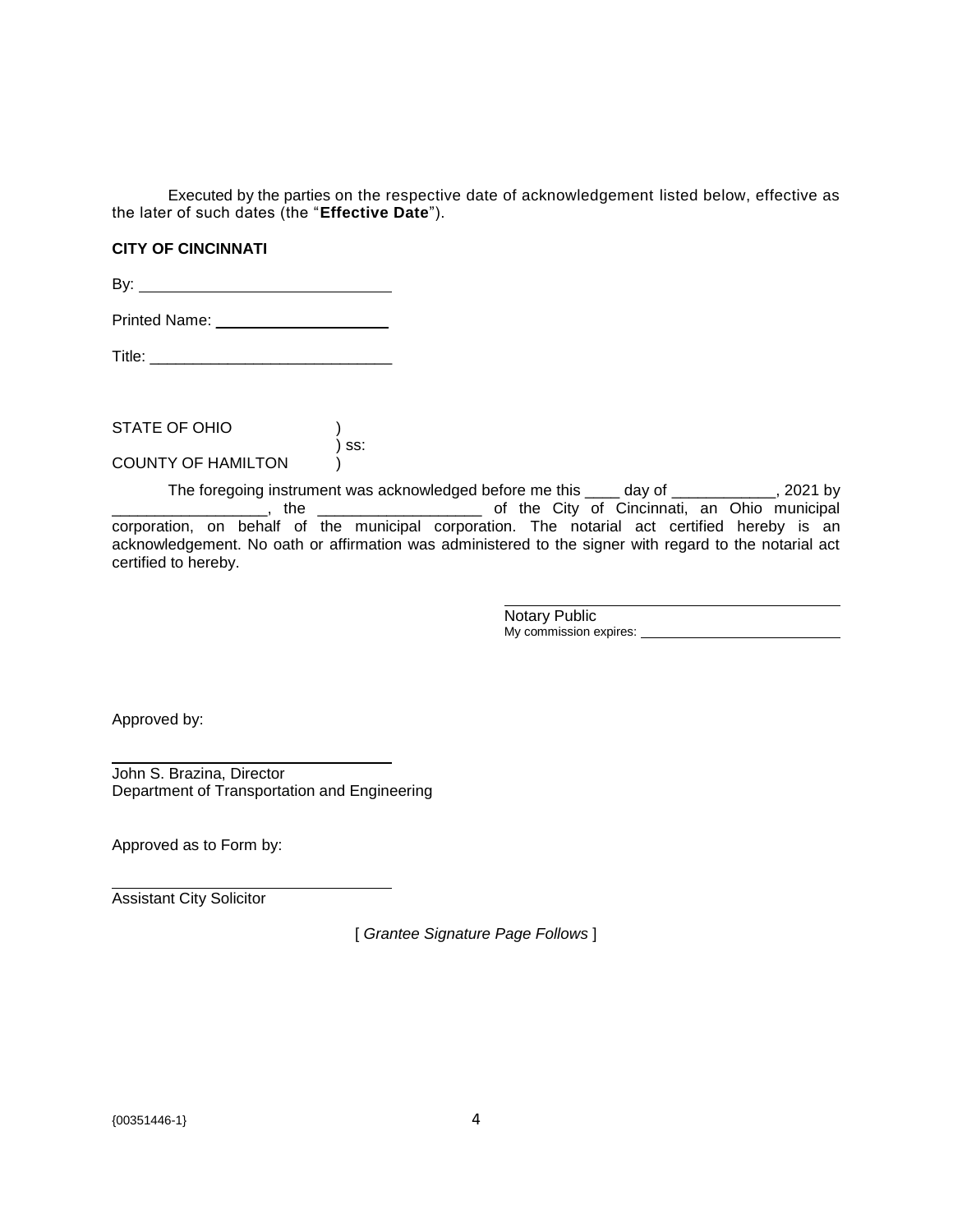Executed by the parties on the respective date of acknowledgement listed below, effective as the later of such dates (the "**Effective Date**").

**CITY OF CINCINNATI**

By: ______________________________

Printed Name: ______________________

Title: ____________________________

STATE OF OHIO )
) ss:
COUNTY OF HAMILTON )

The foregoing instrument was acknowledged before me this ____ day of ____________, 2021 by __________________, the ___________________ of the City of Cincinnati, an Ohio municipal corporation, on behalf of the municipal corporation. The notarial act certified hereby is an acknowledgement. No oath or affirmation was administered to the signer with regard to the notarial act certified to hereby.

________________________________________
Notary Public
My commission expires: ____________________

Approved by:

________________________________
John S. Brazina, Director
Department of Transportation and Engineering

Approved as to Form by:

________________________________
Assistant City Solicitor

[ *Grantee Signature Page Follows* ]

{00351446-1}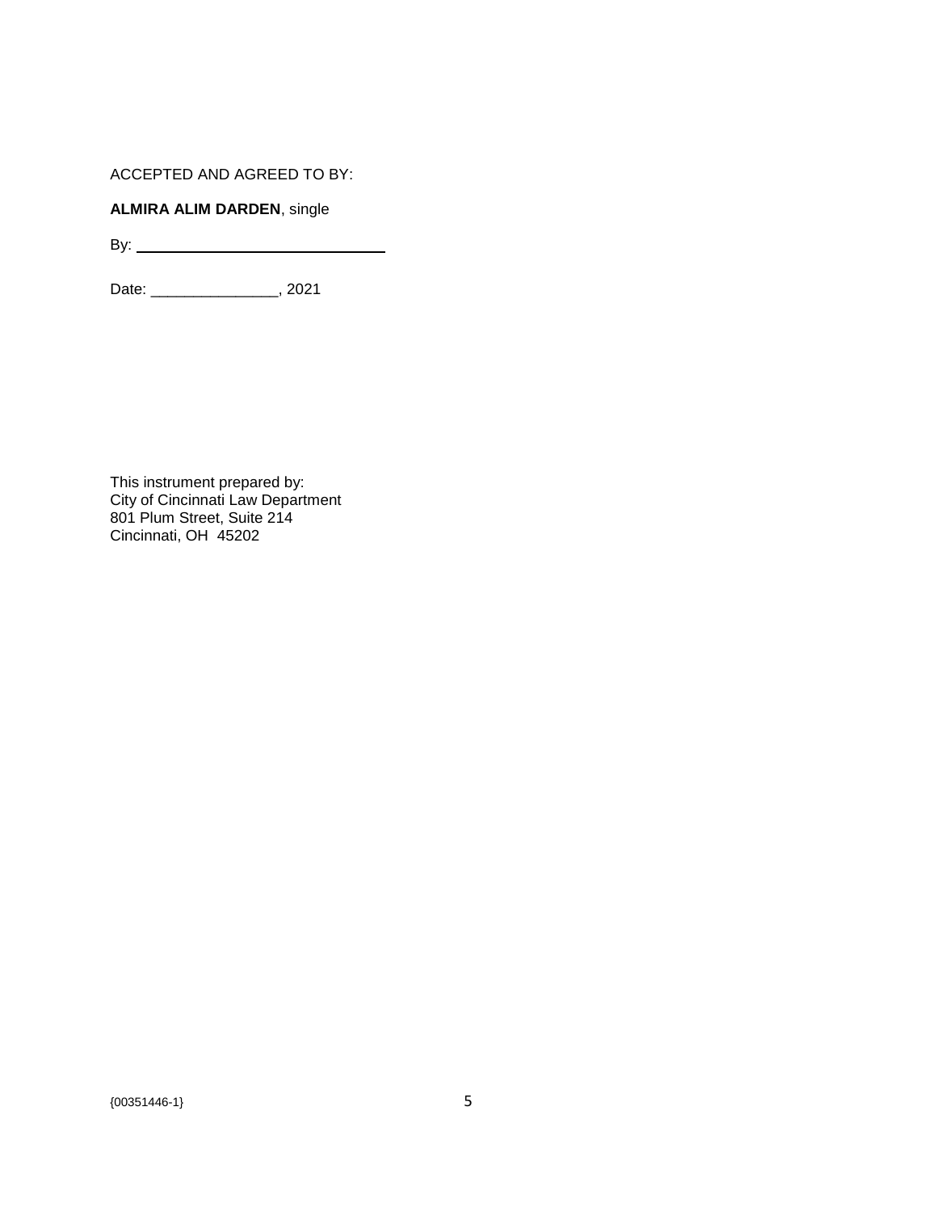ACCEPTED AND AGREED TO BY:

**ALMIRA ALIM DARDEN**, single

By: ______________________________

Date: _______________, 2021

This instrument prepared by:
City of Cincinnati Law Department
801 Plum Street, Suite 214
Cincinnati, OH 45202

{00351446-1}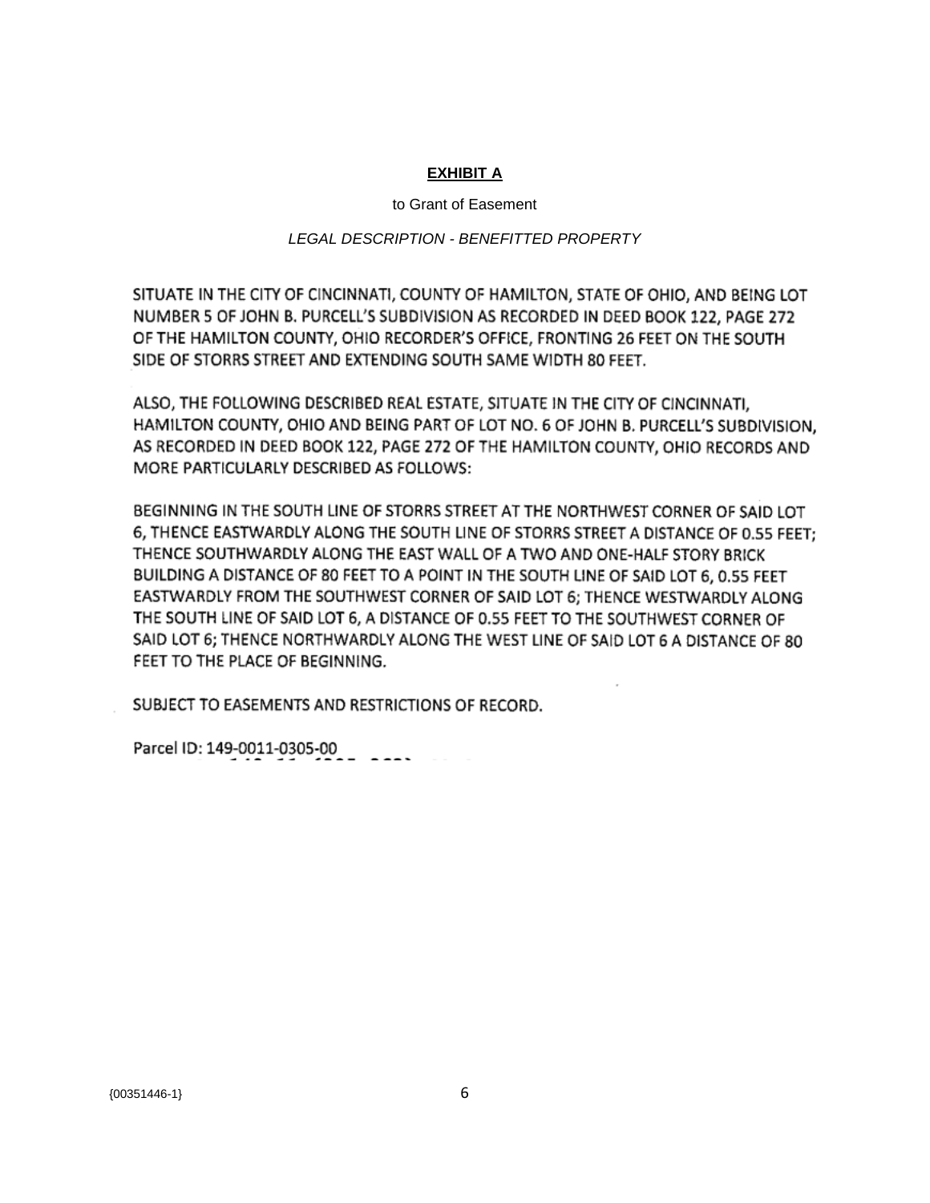**EXHIBIT A**

to Grant of Easement

*LEGAL DESCRIPTION - BENEFITTED PROPERTY*

SITUATE IN THE CITY OF CINCINNATI, COUNTY OF HAMILTON, STATE OF OHIO, AND BEING LOT NUMBER 5 OF JOHN B. PURCELL'S SUBDIVISION AS RECORDED IN DEED BOOK 122, PAGE 272 OF THE HAMILTON COUNTY, OHIO RECORDER'S OFFICE, FRONTING 26 FEET ON THE SOUTH SIDE OF STORRS STREET AND EXTENDING SOUTH SAME WIDTH 80 FEET.

ALSO, THE FOLLOWING DESCRIBED REAL ESTATE, SITUATE IN THE CITY OF CINCINNATI, HAMILTON COUNTY, OHIO AND BEING PART OF LOT NO. 6 OF JOHN B. PURCELL'S SUBDIVISION, AS RECORDED IN DEED BOOK 122, PAGE 272 OF THE HAMILTON COUNTY, OHIO RECORDS AND MORE PARTICULARLY DESCRIBED AS FOLLOWS:

BEGINNING IN THE SOUTH LINE OF STORRS STREET AT THE NORTHWEST CORNER OF SAID LOT 6, THENCE EASTWARDLY ALONG THE SOUTH LINE OF STORRS STREET A DISTANCE OF 0.55 FEET; THENCE SOUTHWARDLY ALONG THE EAST WALL OF A TWO AND ONE-HALF STORY BRICK BUILDING A DISTANCE OF 80 FEET TO A POINT IN THE SOUTH LINE OF SAID LOT 6, 0.55 FEET EASTWARDLY FROM THE SOUTHWEST CORNER OF SAID LOT 6; THENCE WESTWARDLY ALONG THE SOUTH LINE OF SAID LOT 6, A DISTANCE OF 0.55 FEET TO THE SOUTHWEST CORNER OF SAID LOT 6; THENCE NORTHWARDLY ALONG THE WEST LINE OF SAID LOT 6 A DISTANCE OF 80 FEET TO THE PLACE OF BEGINNING.

SUBJECT TO EASEMENTS AND RESTRICTIONS OF RECORD.

Parcel ID: 149-0011-0305-00

{00351446-1}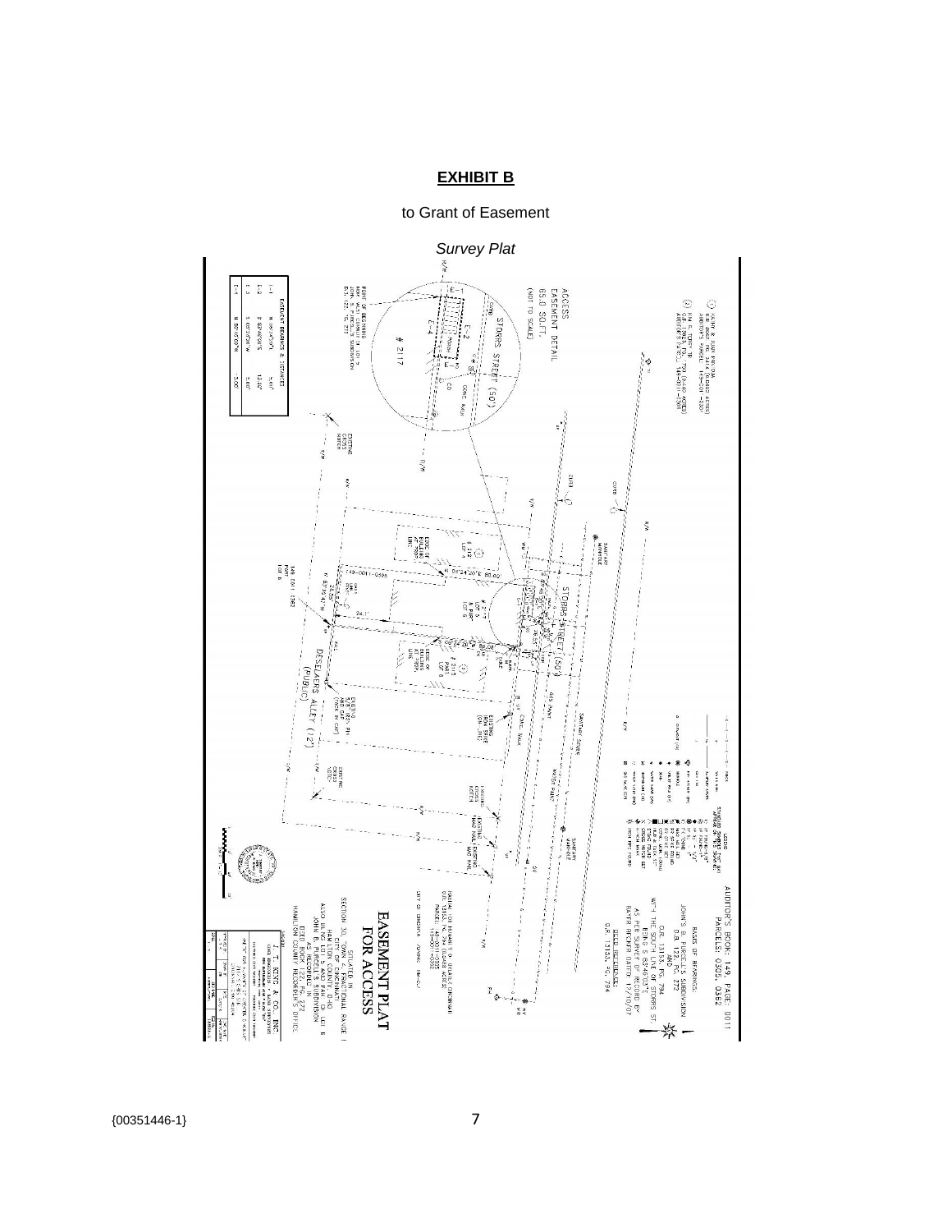**EXHIBIT B**

to Grant of Easement

*Survey Plat*

EASEMENT PLAT FOR ACCESS

SITUATED IN SECTION 10, TOWN 4, FRACTIONAL RANGE 1 CITY OF CINCINNATI HAMILTON COUNTY, OHIO ALSO BEING PART OF LOT 8 JOHN B. PURCELL'S SUBDIVISION AS RECORDED IN DEED BOOK 122, PG. 272 HAMILTON COUNTY RECORDER'S OFFICE

AUDITOR'S BOOK: 149, PAGE: 0011 PARCELS: 0305, 0362

BASIS OF BEARINGS: JOHN B. PURCELL'S SUBDIVISION D.B. 122, PG. 272 AND O.R. 13153, PG. 794 WITH THE SOUTH LINE OF STORRS ST. BEING S 83°46'00"E AS PER SURVEY OF RECORD BY BAYER BECKER DATED 12/10/07

DEED REFERENCE: O.R. 13153, PG. 794

ACCESS EASEMENT DETAIL 65.0 SQ.FT. (NOT TO SCALE)

| EASEMENT BEARINGS & DISTANCES | | |
|---|---|---|
| E-1 | N 06°14'00"E | 5.00' |
| E-2 | S 83°46'00"E | 13.00' |
| E-3 | S 06°14'00"W | 5.00' |
| E-4 | N 83°46'00"W | 13.00' |

STORRS STREET (50')

DESELARS ALLEY (12') (PUBLIC)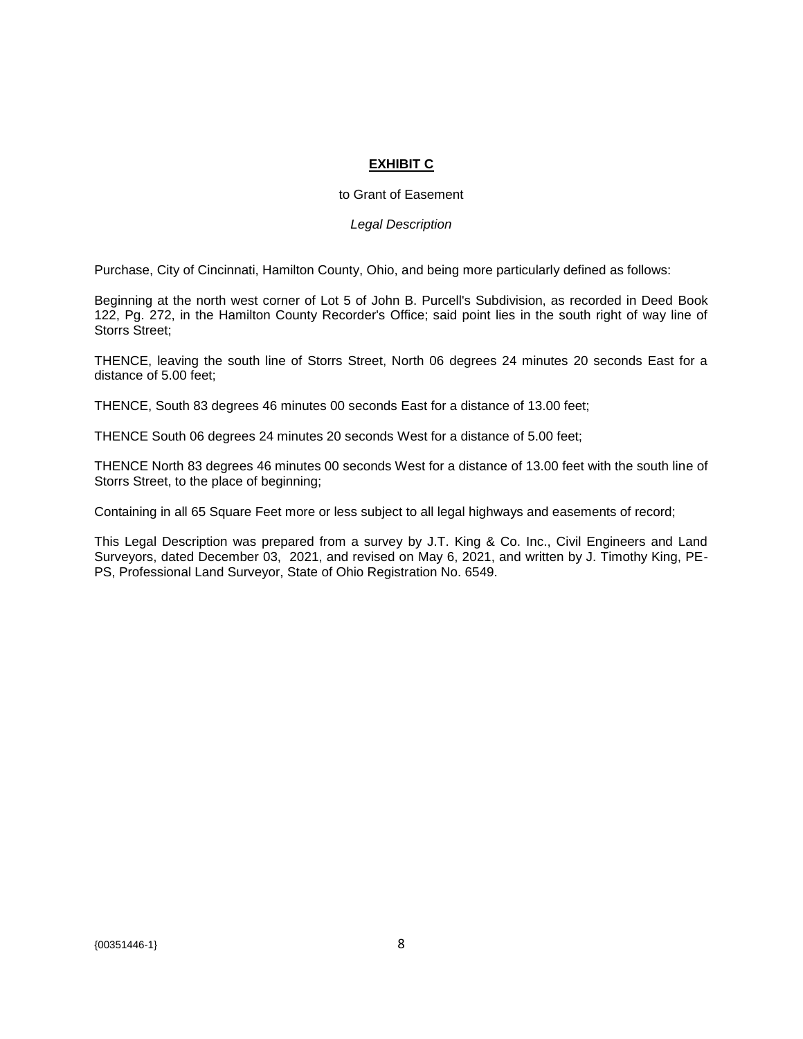## EXHIBIT C

to Grant of Easement

*Legal Description*

Purchase, City of Cincinnati, Hamilton County, Ohio, and being more particularly defined as follows:

Beginning at the north west corner of Lot 5 of John B. Purcell's Subdivision, as recorded in Deed Book 122, Pg. 272, in the Hamilton County Recorder's Office; said point lies in the south right of way line of Storrs Street;

THENCE, leaving the south line of Storrs Street, North 06 degrees 24 minutes 20 seconds East for a distance of 5.00 feet;

THENCE, South 83 degrees 46 minutes 00 seconds East for a distance of 13.00 feet;

THENCE South 06 degrees 24 minutes 20 seconds West for a distance of 5.00 feet;

THENCE North 83 degrees 46 minutes 00 seconds West for a distance of 13.00 feet with the south line of Storrs Street, to the place of beginning;

Containing in all 65 Square Feet more or less subject to all legal highways and easements of record;

This Legal Description was prepared from a survey by J.T. King & Co. Inc., Civil Engineers and Land Surveyors, dated December 03, 2021, and revised on May 6, 2021, and written by J. Timothy King, PE-PS, Professional Land Surveyor, State of Ohio Registration No. 6549.

{00351446-1}